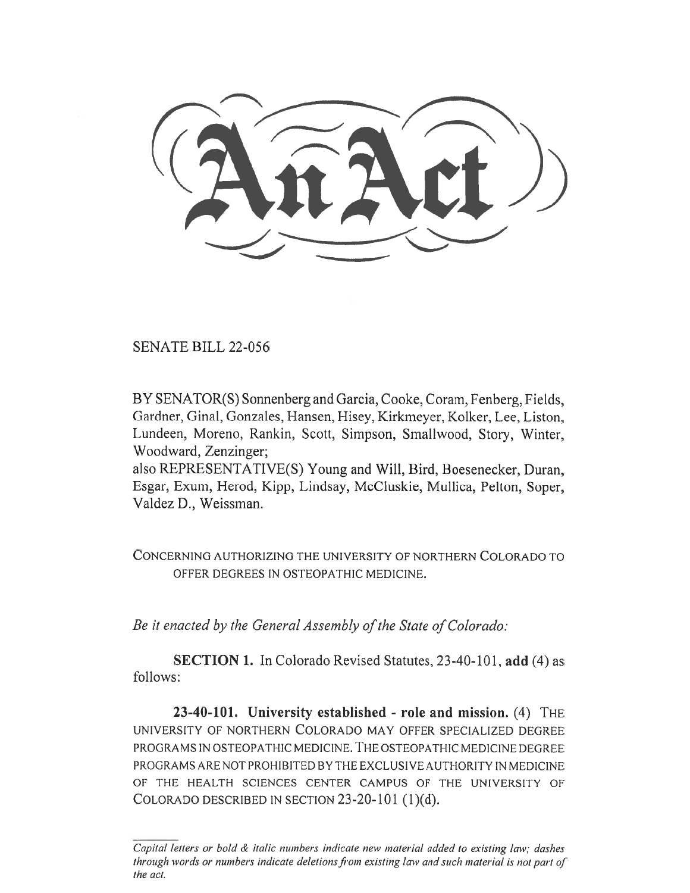# An Act

SENATE BILL 22-056

BY SENATOR(S) Sonnenberg and Garcia, Cooke, Coram, Fenberg, Fields, Gardner, Ginal, Gonzales, Hansen, Hisey, Kirkmeyer, Kolker, Lee, Liston, Lundeen, Moreno, Rankin, Scott, Simpson, Smallwood, Story, Winter, Woodward, Zenzinger;
also REPRESENTATIVE(S) Young and Will, Bird, Boesenecker, Duran, Esgar, Exum, Herod, Kipp, Lindsay, McCluskie, Mullica, Pelton, Soper, Valdez D., Weissman.

CONCERNING AUTHORIZING THE UNIVERSITY OF NORTHERN COLORADO TO OFFER DEGREES IN OSTEOPATHIC MEDICINE.

*Be it enacted by the General Assembly of the State of Colorado:*

**SECTION 1.** In Colorado Revised Statutes, 23-40-101, **add** (4) as follows:

**23-40-101. University established - role and mission.** (4) THE UNIVERSITY OF NORTHERN COLORADO MAY OFFER SPECIALIZED DEGREE PROGRAMS IN OSTEOPATHIC MEDICINE. THE OSTEOPATHIC MEDICINE DEGREE PROGRAMS ARE NOT PROHIBITED BY THE EXCLUSIVE AUTHORITY IN MEDICINE OF THE HEALTH SCIENCES CENTER CAMPUS OF THE UNIVERSITY OF COLORADO DESCRIBED IN SECTION 23-20-101 (1)(d).

*Capital letters or bold & italic numbers indicate new material added to existing law; dashes through words or numbers indicate deletions from existing law and such material is not part of the act.*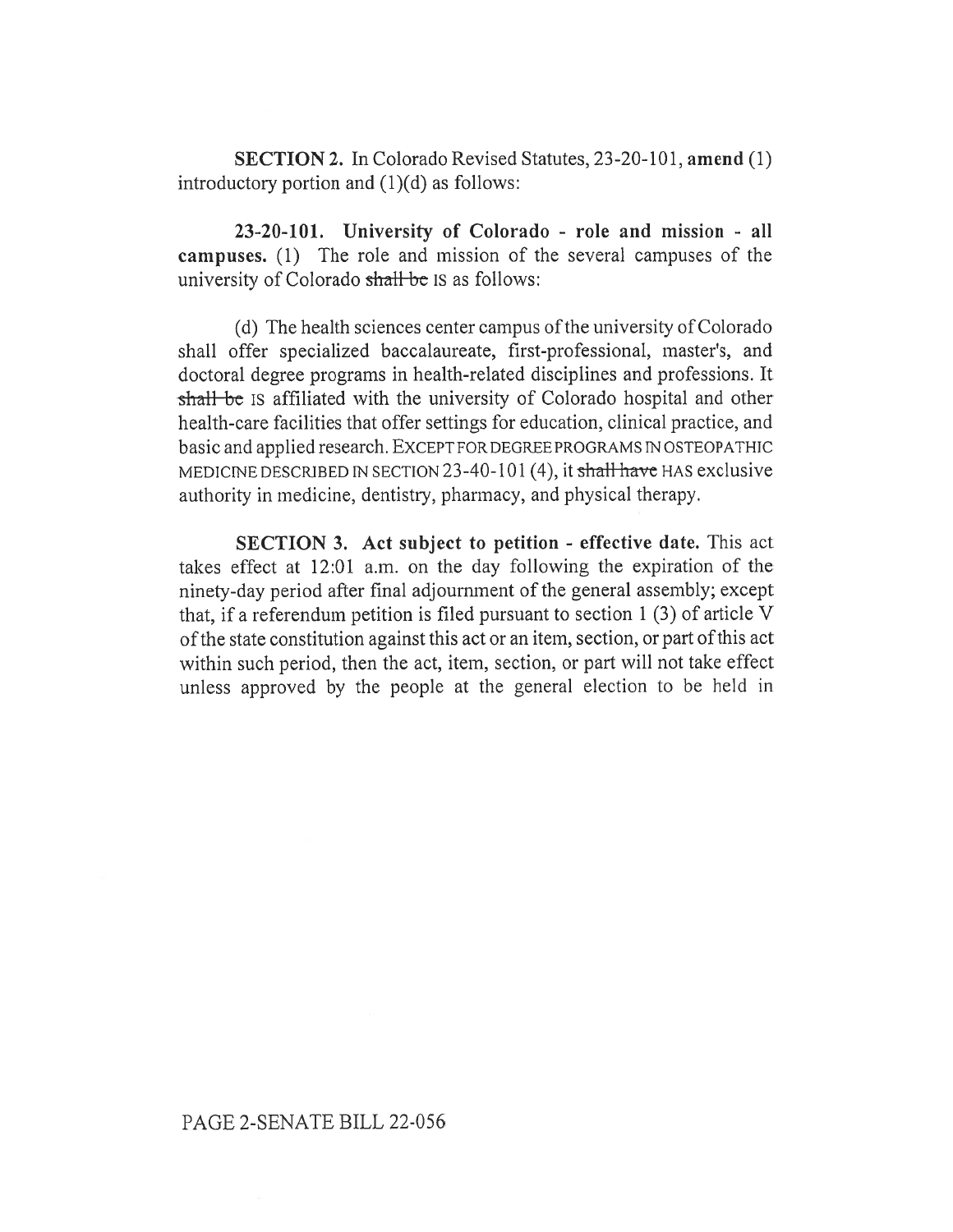**SECTION 2.** In Colorado Revised Statutes, 23-20-101, **amend** (1) introductory portion and (1)(d) as follows:

**23-20-101. University of Colorado - role and mission - all campuses.** (1) The role and mission of the several campuses of the university of Colorado ~~shall be~~ IS as follows:

(d) The health sciences center campus of the university of Colorado shall offer specialized baccalaureate, first-professional, master's, and doctoral degree programs in health-related disciplines and professions. It ~~shall be~~ IS affiliated with the university of Colorado hospital and other health-care facilities that offer settings for education, clinical practice, and basic and applied research. EXCEPT FOR DEGREE PROGRAMS IN OSTEOPATHIC MEDICINE DESCRIBED IN SECTION 23-40-101 (4), it ~~shall have~~ HAS exclusive authority in medicine, dentistry, pharmacy, and physical therapy.

**SECTION 3. Act subject to petition - effective date.** This act takes effect at 12:01 a.m. on the day following the expiration of the ninety-day period after final adjournment of the general assembly; except that, if a referendum petition is filed pursuant to section 1 (3) of article V of the state constitution against this act or an item, section, or part of this act within such period, then the act, item, section, or part will not take effect unless approved by the people at the general election to be held in

PAGE 2-SENATE BILL 22-056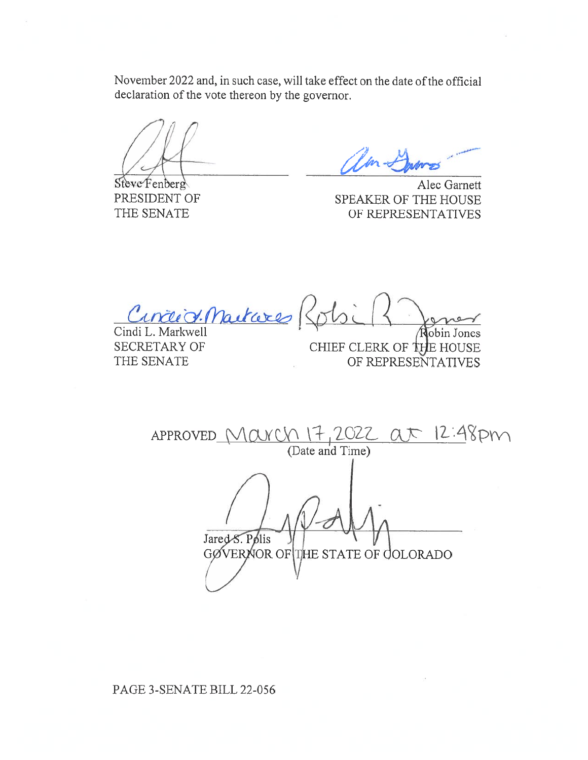November 2022 and, in such case, will take effect on the date of the official declaration of the vote thereon by the governor.

Steve Fenberg
PRESIDENT OF
THE SENATE

Alec Garnett
SPEAKER OF THE HOUSE
OF REPRESENTATIVES

Cindi L. Markwell
SECRETARY OF
THE SENATE

Robin Jones
CHIEF CLERK OF THE HOUSE
OF REPRESENTATIVES

APPROVED March 17, 2022 at 12:48pm
(Date and Time)

Jared S. Polis
GOVERNOR OF THE STATE OF COLORADO

PAGE 3-SENATE BILL 22-056